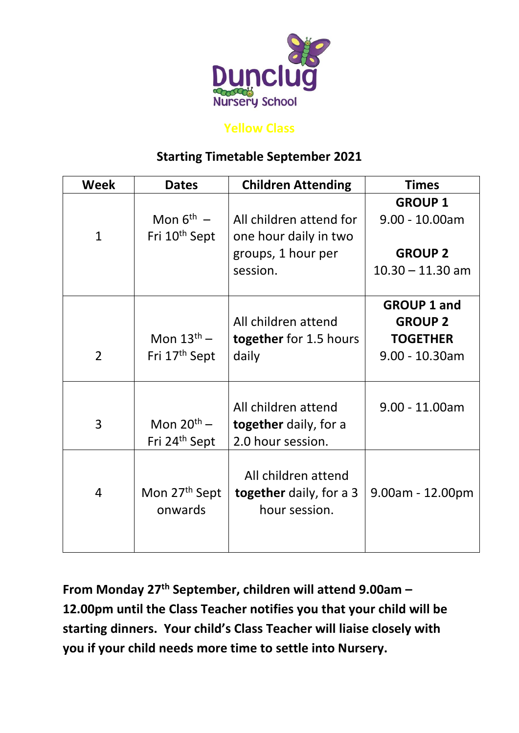Dunclug Nursery School

## Yellow Class

## Starting Timetable September 2021

| Week | Dates | Children Attending | Times |
|---|---|---|---|
| 1 | Mon 6th – Fri 10th Sept | All children attend for one hour daily in two groups, 1 hour per session. | **GROUP 1** 9.00 - 10.00am **GROUP 2** 10.30 – 11.30 am |
| 2 | Mon 13th – Fri 17th Sept | All children attend **together** for 1.5 hours daily | **GROUP 1 and GROUP 2 TOGETHER** 9.00 - 10.30am |
| 3 | Mon 20th – Fri 24th Sept | All children attend **together** daily, for a 2.0 hour session. | 9.00 - 11.00am |
| 4 | Mon 27th Sept onwards | All children attend **together** daily, for a 3 hour session. | 9.00am - 12.00pm |

**From Monday 27th September, children will attend 9.00am – 12.00pm until the Class Teacher notifies you that your child will be starting dinners. Your child's Class Teacher will liaise closely with you if your child needs more time to settle into Nursery.**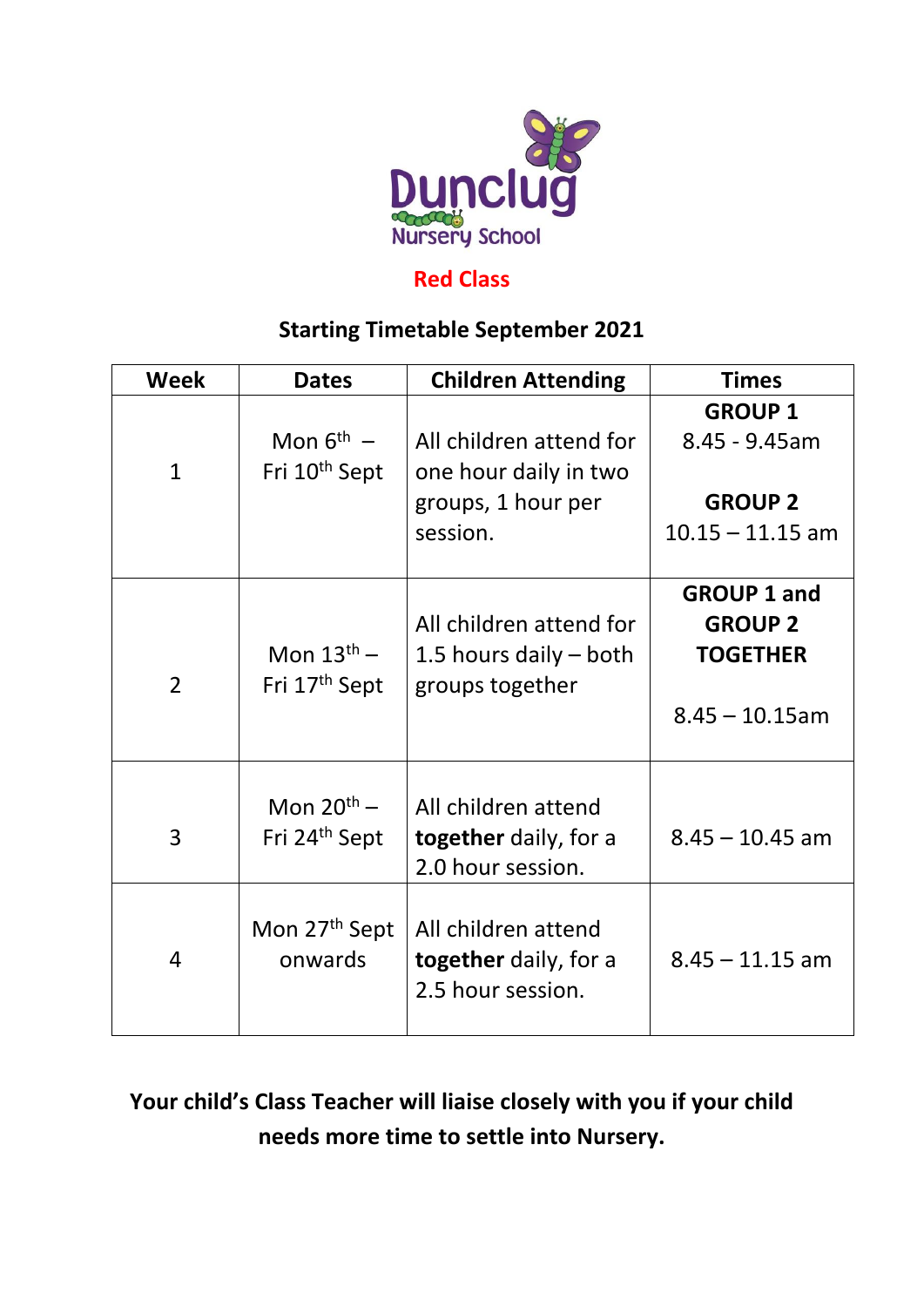Dunclug Nursery School

## Red Class

### Starting Timetable September 2021

| Week | Dates | Children Attending | Times |
|---|---|---|---|
| 1 | Mon 6th – Fri 10th Sept | All children attend for one hour daily in two groups, 1 hour per session. | **GROUP 1** 8.45 - 9.45am **GROUP 2** 10.15 – 11.15 am |
| 2 | Mon 13th – Fri 17th Sept | All children attend for 1.5 hours daily – both groups together | **GROUP 1 and GROUP 2 TOGETHER** 8.45 – 10.15am |
| 3 | Mon 20th – Fri 24th Sept | All children attend **together** daily, for a 2.0 hour session. | 8.45 – 10.45 am |
| 4 | Mon 27th Sept onwards | All children attend **together** daily, for a 2.5 hour session. | 8.45 – 11.15 am |

**Your child's Class Teacher will liaise closely with you if your child needs more time to settle into Nursery.**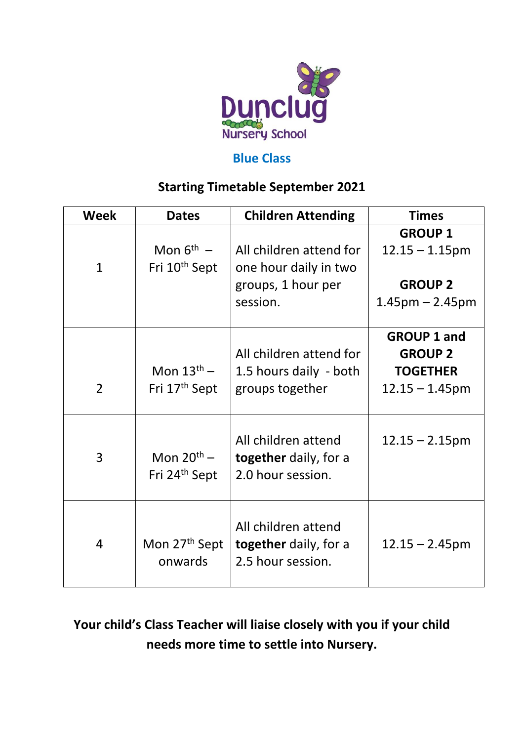# Dunclug Nursery School

## Blue Class

### Starting Timetable September 2021

| Week | Dates | Children Attending | Times |
|---|---|---|---|
| 1 | Mon 6th – Fri 10th Sept | All children attend for one hour daily in two groups, 1 hour per session. | **GROUP 1** 12.15 – 1.15pm **GROUP 2** 1.45pm – 2.45pm |
| 2 | Mon 13th – Fri 17th Sept | All children attend for 1.5 hours daily - both groups together | **GROUP 1 and GROUP 2 TOGETHER** 12.15 – 1.45pm |
| 3 | Mon 20th – Fri 24th Sept | All children attend **together** daily, for a 2.0 hour session. | 12.15 – 2.15pm |
| 4 | Mon 27th Sept onwards | All children attend **together** daily, for a 2.5 hour session. | 12.15 – 2.45pm |

**Your child's Class Teacher will liaise closely with you if your child needs more time to settle into Nursery.**